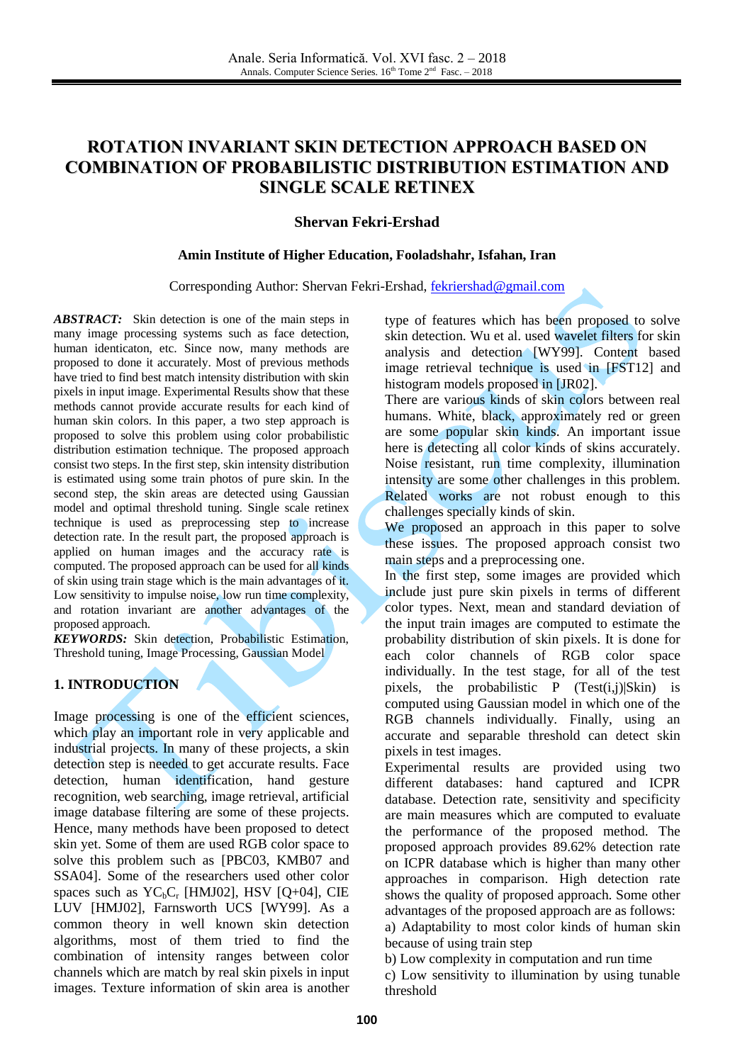# ROTATION INVARIANT SKIN DETECTION APPROACH BASED ON COMBINATION OF PROBABILISTIC DISTRIBUTION ESTIMATION AND SINGLE SCALE RETINEX

**Shervan Fekri-Ershad**

**Amin Institute of Higher Education, Fooladshahr, Isfahan, Iran**

Corresponding Author: Shervan Fekri-Ershad, fekriershad@gmail.com

***ABSTRACT:*** Skin detection is one of the main steps in many image processing systems such as face detection, human identicaton, etc. Since now, many methods are proposed to done it accurately. Most of previous methods have tried to find best match intensity distribution with skin pixels in input image. Experimental Results show that these methods cannot provide accurate results for each kind of human skin colors. In this paper, a two step approach is proposed to solve this problem using color probabilistic distribution estimation technique. The proposed approach consist two steps. In the first step, skin intensity distribution is estimated using some train photos of pure skin. In the second step, the skin areas are detected using Gaussian model and optimal threshold tuning. Single scale retinex technique is used as preprocessing step to increase detection rate. In the result part, the proposed approach is applied on human images and the accuracy rate is computed. The proposed approach can be used for all kinds of skin using train stage which is the main advantages of it. Low sensitivity to impulse noise, low run time complexity, and rotation invariant are another advantages of the proposed approach.

***KEYWORDS:*** Skin detection, Probabilistic Estimation, Threshold tuning, Image Processing, Gaussian Model

## 1. INTRODUCTION

Image processing is one of the efficient sciences, which play an important role in very applicable and industrial projects. In many of these projects, a skin detection step is needed to get accurate results. Face detection, human identification, hand gesture recognition, web searching, image retrieval, artificial image database filtering are some of these projects. Hence, many methods have been proposed to detect skin yet. Some of them are used RGB color space to solve this problem such as [PBC03, KMB07 and SSA04]. Some of the researchers used other color spaces such as $YC_bC_r$ [HMJ02], HSV [Q+04], CIE LUV [HMJ02], Farnsworth UCS [WY99]. As a common theory in well known skin detection algorithms, most of them tried to find the combination of intensity ranges between color channels which are match by real skin pixels in input images. Texture information of skin area is another type of features which has been proposed to solve skin detection. Wu et al. used wavelet filters for skin analysis and detection [WY99]. Content based image retrieval technique is used in [FST12] and histogram models proposed in [JR02].

There are various kinds of skin colors between real humans. White, black, approximately red or green are some popular skin kinds. An important issue here is detecting all color kinds of skins accurately. Noise resistant, run time complexity, illumination intensity are some other challenges in this problem. Related works are not robust enough to this challenges specially kinds of skin.

We proposed an approach in this paper to solve these issues. The proposed approach consist two main steps and a preprocessing one.

In the first step, some images are provided which include just pure skin pixels in terms of different color types. Next, mean and standard deviation of the input train images are computed to estimate the probability distribution of skin pixels. It is done for each color channels of RGB color space individually. In the test stage, for all of the test pixels, the probabilistic P (Test(i,j)|Skin) is computed using Gaussian model in which one of the RGB channels individually. Finally, using an accurate and separable threshold can detect skin pixels in test images.

Experimental results are provided using two different databases: hand captured and ICPR database. Detection rate, sensitivity and specificity are main measures which are computed to evaluate the performance of the proposed method. The proposed approach provides 89.62% detection rate on ICPR database which is higher than many other approaches in comparison. High detection rate shows the quality of proposed approach. Some other advantages of the proposed approach are as follows:

a) Adaptability to most color kinds of human skin because of using train step

b) Low complexity in computation and run time

c) Low sensitivity to illumination by using tunable threshold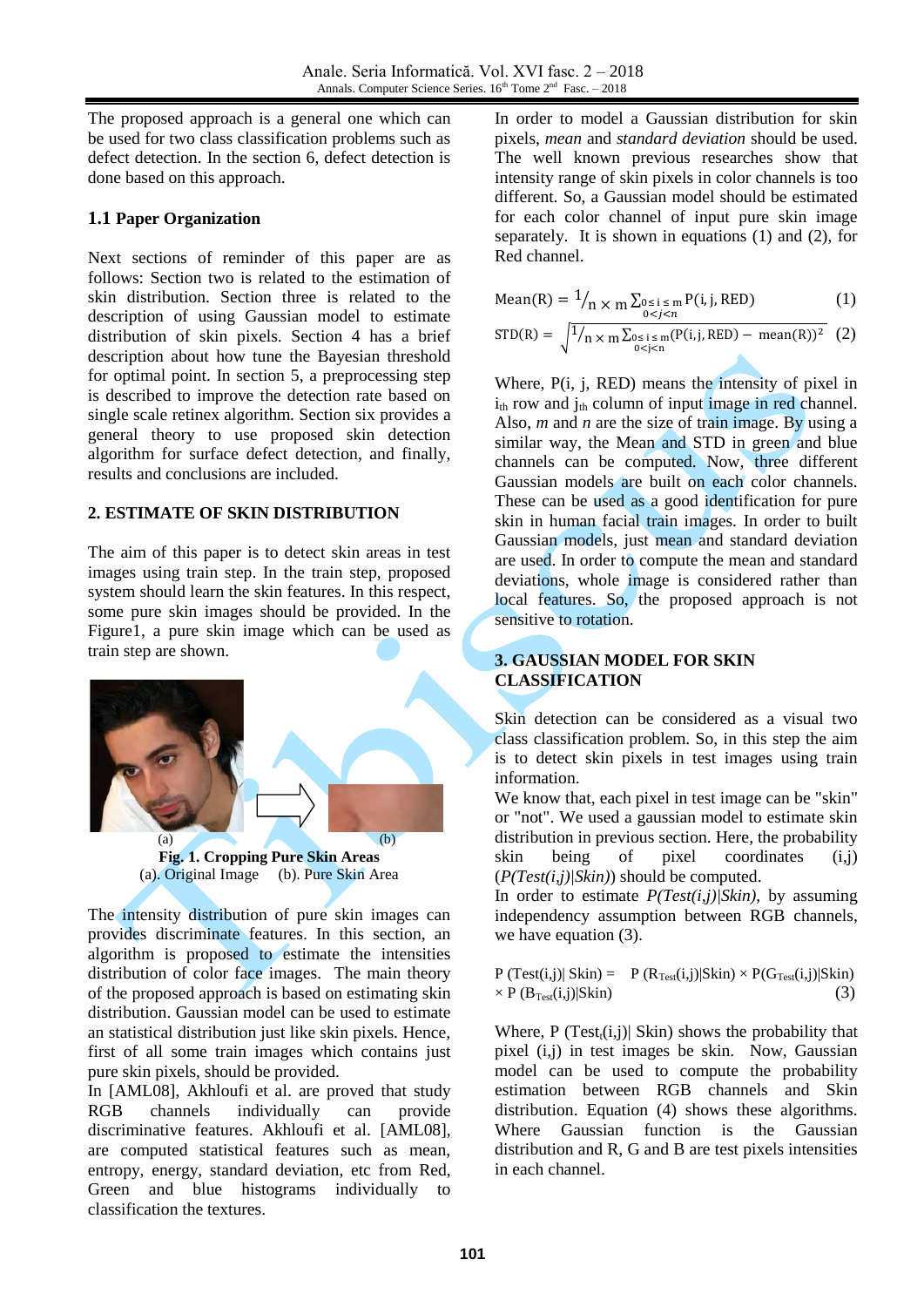The proposed approach is a general one which can be used for two class classification problems such as defect detection. In the section 6, defect detection is done based on this approach.

### 1.1 Paper Organization

Next sections of reminder of this paper are as follows: Section two is related to the estimation of skin distribution. Section three is related to the description of using Gaussian model to estimate distribution of skin pixels. Section 4 has a brief description about how tune the Bayesian threshold for optimal point. In section 5, a preprocessing step is described to improve the detection rate based on single scale retinex algorithm. Section six provides a general theory to use proposed skin detection algorithm for surface defect detection, and finally, results and conclusions are included.

## 2. ESTIMATE OF SKIN DISTRIBUTION

The aim of this paper is to detect skin areas in test images using train step. In the train step, proposed system should learn the skin features. In this respect, some pure skin images should be provided. In the Figure1, a pure skin image which can be used as train step are shown.

(a) (b)

**Fig. 1. Cropping Pure Skin Areas**
(a). Original Image (b). Pure Skin Area

The intensity distribution of pure skin images can provides discriminate features. In this section, an algorithm is proposed to estimate the intensities distribution of color face images. The main theory of the proposed approach is based on estimating skin distribution. Gaussian model can be used to estimate an statistical distribution just like skin pixels. Hence, first of all some train images which contains just pure skin pixels, should be provided.

In [AML08], Akhloufi et al. are proved that study RGB channels individually can provide discriminative features. Akhloufi et al. [AML08], are computed statistical features such as mean, entropy, energy, standard deviation, etc from Red, Green and blue histograms individually to classification the textures.

In order to model a Gaussian distribution for skin pixels, *mean* and *standard deviation* should be used. The well known previous researches show that intensity range of skin pixels in color channels is too different. So, a Gaussian model should be estimated for each color channel of input pure skin image separately. It is shown in equations (1) and (2), for Red channel.

$$\mathrm{Mean(R)} = {}^{1}/_{n \times m} \sum_{\substack{0 \le i \le m \\ 0 < j < n}} \mathrm{P(i, j, RED)} \tag{1}$$

$$\mathrm{STD(R)} = \sqrt{{}^{1}/_{n \times m} \sum_{\substack{0 \le i \le m \\ 0 < j < n}} (\mathrm{P(i, j, RED)} - \mathrm{mean(R)})^2} \tag{2}$$

Where, P(i, j, RED) means the intensity of pixel in $i_{th}$ row and $j_{th}$ column of input image in red channel. Also, *m* and *n* are the size of train image. By using a similar way, the Mean and STD in green and blue channels can be computed. Now, three different Gaussian models are built on each color channels. These can be used as a good identification for pure skin in human facial train images. In order to built Gaussian models, just mean and standard deviation are used. In order to compute the mean and standard deviations, whole image is considered rather than local features. So, the proposed approach is not sensitive to rotation.

## 3. GAUSSIAN MODEL FOR SKIN CLASSIFICATION

Skin detection can be considered as a visual two class classification problem. So, in this step the aim is to detect skin pixels in test images using train information.

We know that, each pixel in test image can be "skin" or "not". We used a gaussian model to estimate skin distribution in previous section. Here, the probability skin being of pixel coordinates (i,j) (*P(Test(i,j)|Skin)*) should be computed.

In order to estimate *P(Test(i,j)|Skin)*, by assuming independency assumption between RGB channels, we have equation (3).

$$\mathrm{P\,(Test(i,j)|\,Skin)} = \mathrm{P\,(R_{Test}(i,j)|Skin)} \times \mathrm{P(G_{Test}(i,j)|Skin)} \times \mathrm{P\,(B_{Test}(i,j)|Skin)} \tag{3}$$

Where, P $(\mathrm{Test_t}(i,j)|$ Skin) shows the probability that pixel (i,j) in test images be skin. Now, Gaussian model can be used to compute the probability estimation between RGB channels and Skin distribution. Equation (4) shows these algorithms. Where Gaussian function is the Gaussian distribution and R, G and B are test pixels intensities in each channel.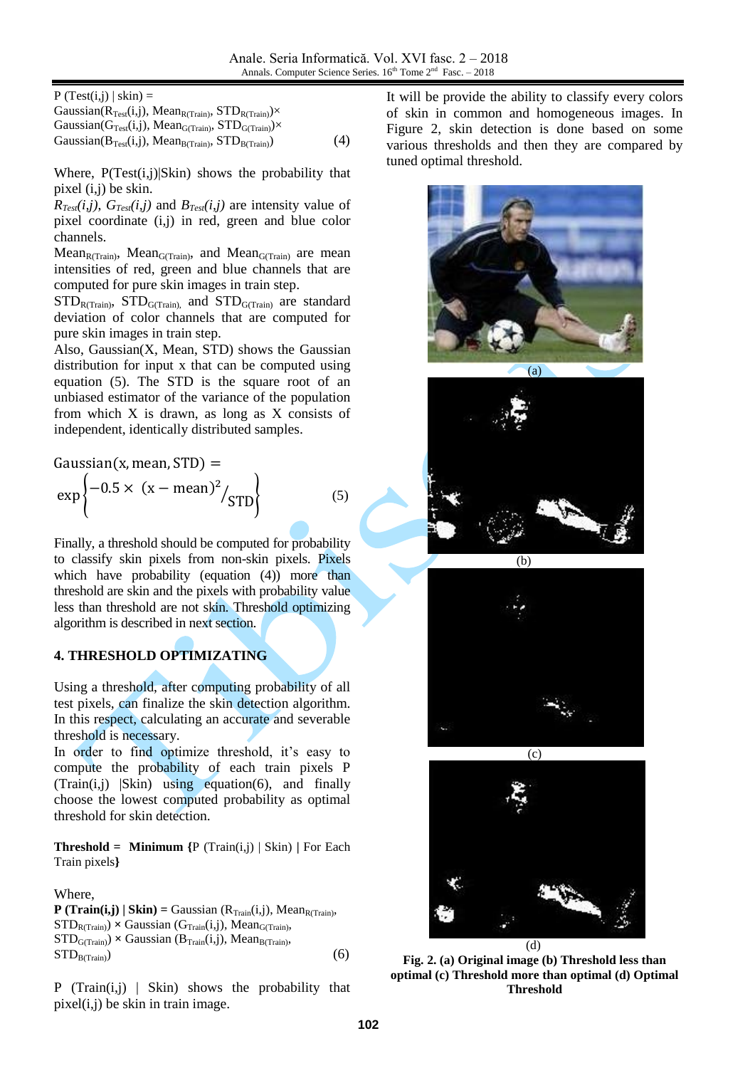$$P(Test(i,j) \mid skin) = Gaussian(R_{Test}(i,j), Mean_{R(Train)}, STD_{R(Train)}) \times Gaussian(G_{Test}(i,j), Mean_{G(Train)}, STD_{G(Train)}) \times Gaussian(B_{Test}(i,j), Mean_{B(Train)}, STD_{B(Train)}) \quad (4)$$

Where, P(Test(i,j)|Skin) shows the probability that pixel (i,j) be skin.

$R_{Test}(i,j)$, $G_{Test}(i,j)$ and $B_{Test}(i,j)$ are intensity value of pixel coordinate (i,j) in red, green and blue color channels.

$Mean_{R(Train)}$, $Mean_{G(Train)}$, and $Mean_{G(Train)}$ are mean intensities of red, green and blue channels that are computed for pure skin images in train step.

$STD_{R(Train)}$, $STD_{G(Train)}$, and $STD_{G(Train)}$ are standard deviation of color channels that are computed for pure skin images in train step.

Also, Gaussian(X, Mean, STD) shows the Gaussian distribution for input x that can be computed using equation (5). The STD is the square root of an unbiased estimator of the variance of the population from which X is drawn, as long as X consists of independent, identically distributed samples.

$$\text{Gaussian}(x, \text{mean}, \text{STD}) = \exp\left\{-0.5 \times (x - \text{mean})^2 / \text{STD}\right\} \quad (5)$$

Finally, a threshold should be computed for probability to classify skin pixels from non-skin pixels. Pixels which have probability (equation (4)) more than threshold are skin and the pixels with probability value less than threshold are not skin. Threshold optimizing algorithm is described in next section.

## 4. THRESHOLD OPTIMIZATING

Using a threshold, after computing probability of all test pixels, can finalize the skin detection algorithm. In this respect, calculating an accurate and severable threshold is necessary.

In order to find optimize threshold, it's easy to compute the probability of each train pixels P (Train(i,j) |Skin) using equation(6), and finally choose the lowest computed probability as optimal threshold for skin detection.

**Threshold = Minimum {**P (Train(i,j) | Skin) | For Each Train pixels**}**

Where,

$$\textbf{P (Train(i,j) | Skin)} = Gaussian(R_{Train}(i,j), Mean_{R(Train)}, STD_{R(Train)}) \times Gaussian(G_{Train}(i,j), Mean_{G(Train)}, STD_{G(Train)}) \times Gaussian(B_{Train}(i,j), Mean_{B(Train)}, STD_{B(Train)}) \quad (6)$$

P (Train(i,j) | Skin) shows the probability that pixel(i,j) be skin in train image.

It will be provide the ability to classify every colors of skin in common and homogeneous images. In Figure 2, skin detection is done based on some various thresholds and then they are compared by tuned optimal threshold.

(a)

(b)

(c)

(d)

**Fig. 2. (a) Original image (b) Threshold less than optimal (c) Threshold more than optimal (d) Optimal Threshold**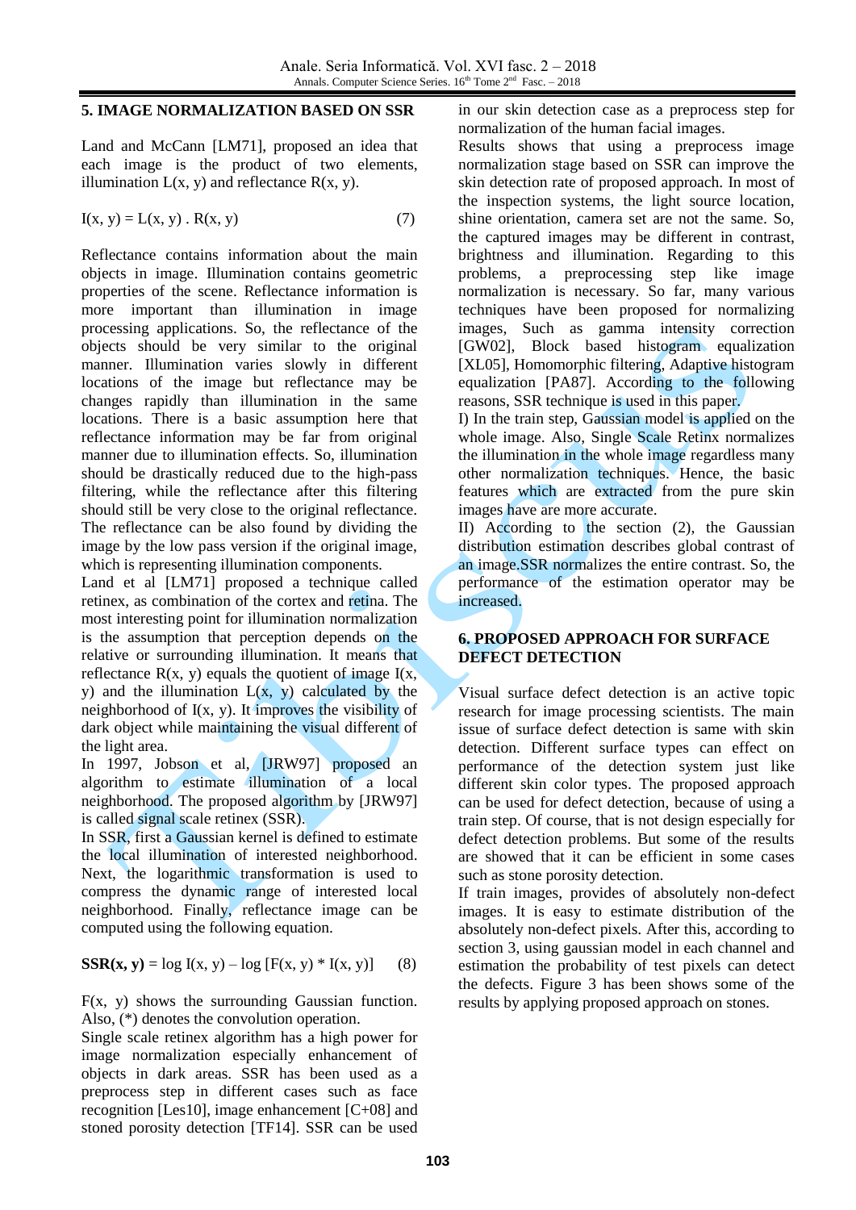## 5. IMAGE NORMALIZATION BASED ON SSR

Land and McCann [LM71], proposed an idea that each image is the product of two elements, illumination L(x, y) and reflectance R(x, y).

$$I(x, y) = L(x, y) \,.\, R(x, y) \tag{7}$$

Reflectance contains information about the main objects in image. Illumination contains geometric properties of the scene. Reflectance information is more important than illumination in image processing applications. So, the reflectance of the objects should be very similar to the original manner. Illumination varies slowly in different locations of the image but reflectance may be changes rapidly than illumination in the same locations. There is a basic assumption here that reflectance information may be far from original manner due to illumination effects. So, illumination should be drastically reduced due to the high-pass filtering, while the reflectance after this filtering should still be very close to the original reflectance. The reflectance can be also found by dividing the image by the low pass version if the original image, which is representing illumination components.

Land et al [LM71] proposed a technique called retinex, as combination of the cortex and retina. The most interesting point for illumination normalization is the assumption that perception depends on the relative or surrounding illumination. It means that reflectance R(x, y) equals the quotient of image I(x, y) and the illumination L(x, y) calculated by the neighborhood of I(x, y). It improves the visibility of dark object while maintaining the visual different of the light area.

In 1997, Jobson et al, [JRW97] proposed an algorithm to estimate illumination of a local neighborhood. The proposed algorithm by [JRW97] is called signal scale retinex (SSR).

In SSR, first a Gaussian kernel is defined to estimate the local illumination of interested neighborhood. Next, the logarithmic transformation is used to compress the dynamic range of interested local neighborhood. Finally, reflectance image can be computed using the following equation.

$$\mathbf{SSR(x, y)} = \log I(x, y) - \log [F(x, y) * I(x, y)] \tag{8}$$

F(x, y) shows the surrounding Gaussian function. Also, (*) denotes the convolution operation.

Single scale retinex algorithm has a high power for image normalization especially enhancement of objects in dark areas. SSR has been used as a preprocess step in different cases such as face recognition [Les10], image enhancement [C+08] and stoned porosity detection [TF14]. SSR can be used in our skin detection case as a preprocess step for normalization of the human facial images.

Results shows that using a preprocess image normalization stage based on SSR can improve the skin detection rate of proposed approach. In most of the inspection systems, the light source location, shine orientation, camera set are not the same. So, the captured images may be different in contrast, brightness and illumination. Regarding to this problems, a preprocessing step like image normalization is necessary. So far, many various techniques have been proposed for normalizing images, Such as gamma intensity correction [GW02], Block based histogram equalization [XL05], Homomorphic filtering, Adaptive histogram equalization [PA87]. According to the following reasons, SSR technique is used in this paper.

I) In the train step, Gaussian model is applied on the whole image. Also, Single Scale Retinx normalizes the illumination in the whole image regardless many other normalization techniques. Hence, the basic features which are extracted from the pure skin images have are more accurate.

II) According to the section (2), the Gaussian distribution estimation describes global contrast of an image.SSR normalizes the entire contrast. So, the performance of the estimation operator may be increased.

## 6. PROPOSED APPROACH FOR SURFACE DEFECT DETECTION

Visual surface defect detection is an active topic research for image processing scientists. The main issue of surface defect detection is same with skin detection. Different surface types can effect on performance of the detection system just like different skin color types. The proposed approach can be used for defect detection, because of using a train step. Of course, that is not design especially for defect detection problems. But some of the results are showed that it can be efficient in some cases such as stone porosity detection.

If train images, provides of absolutely non-defect images. It is easy to estimate distribution of the absolutely non-defect pixels. After this, according to section 3, using gaussian model in each channel and estimation the probability of test pixels can detect the defects. Figure 3 has been shows some of the results by applying proposed approach on stones.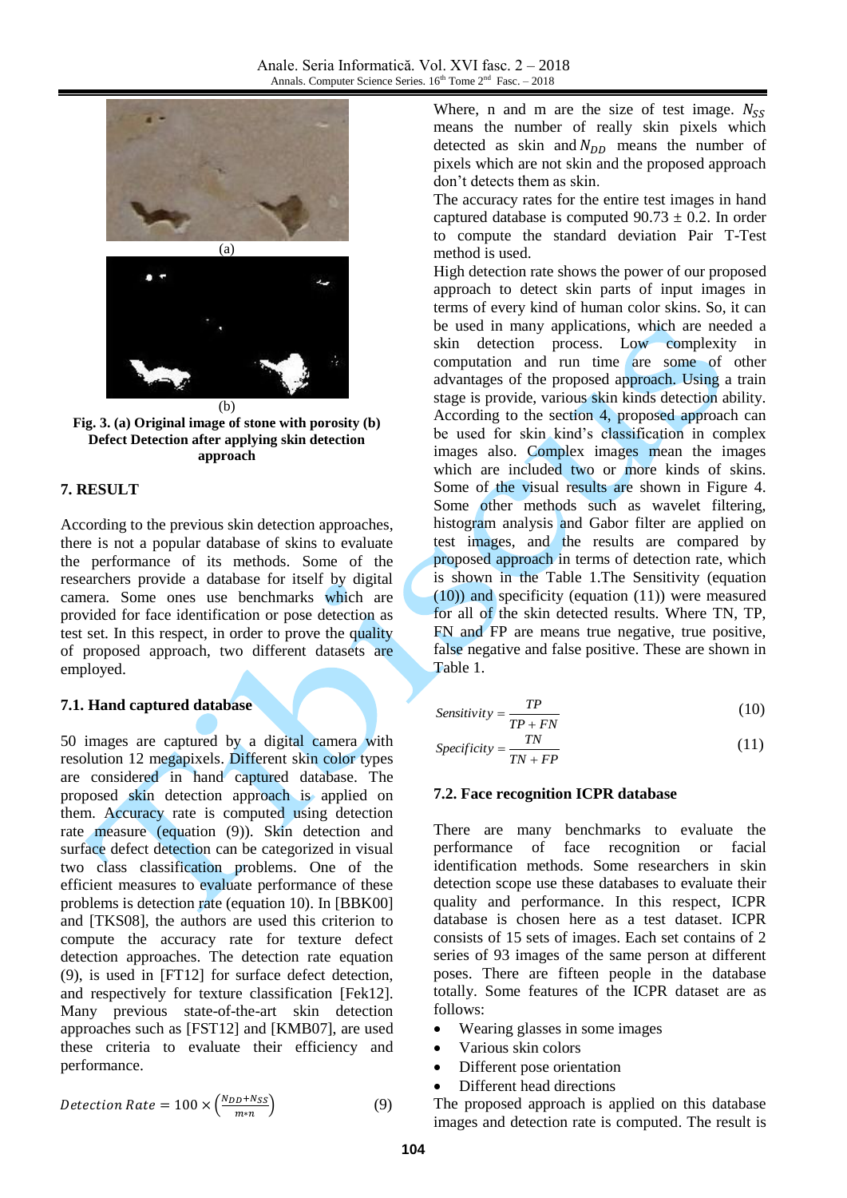(a)

(b)

**Fig. 3. (a) Original image of stone with porosity (b) Defect Detection after applying skin detection approach**

## 7. RESULT

According to the previous skin detection approaches, there is not a popular database of skins to evaluate the performance of its methods. Some of the researchers provide a database for itself by digital camera. Some ones use benchmarks which are provided for face identification or pose detection as test set. In this respect, in order to prove the quality of proposed approach, two different datasets are employed.

### 7.1. Hand captured database

50 images are captured by a digital camera with resolution 12 megapixels. Different skin color types are considered in hand captured database. The proposed skin detection approach is applied on them. Accuracy rate is computed using detection rate measure (equation (9)). Skin detection and surface defect detection can be categorized in visual two class classification problems. One of the efficient measures to evaluate performance of these problems is detection rate (equation 10). In [BBK00] and [TKS08], the authors are used this criterion to compute the accuracy rate for texture defect detection approaches. The detection rate equation (9), is used in [FT12] for surface defect detection, and respectively for texture classification [Fek12]. Many previous state-of-the-art skin detection approaches such as [FST12] and [KMB07], are used these criteria to evaluate their efficiency and performance.

$$Detection\ Rate = 100 \times \left(\frac{N_{DD}+N_{SS}}{m*n}\right) \qquad (9)$$

Where, n and m are the size of test image. $N_{SS}$ means the number of really skin pixels which detected as skin and $N_{DD}$ means the number of pixels which are not skin and the proposed approach don't detects them as skin.

The accuracy rates for the entire test images in hand captured database is computed $90.73 \pm 0.2$. In order to compute the standard deviation Pair T-Test method is used.

High detection rate shows the power of our proposed approach to detect skin parts of input images in terms of every kind of human color skins. So, it can be used in many applications, which are needed a skin detection process. Low complexity in computation and run time are some of other advantages of the proposed approach. Using a train stage is provide, various skin kinds detection ability. According to the section 4, proposed approach can be used for skin kind's classification in complex images also. Complex images mean the images which are included two or more kinds of skins. Some of the visual results are shown in Figure 4. Some other methods such as wavelet filtering, histogram analysis and Gabor filter are applied on test images, and the results are compared by proposed approach in terms of detection rate, which is shown in the Table 1.The Sensitivity (equation (10)) and specificity (equation (11)) were measured for all of the skin detected results. Where TN, TP, FN and FP are means true negative, true positive, false negative and false positive. These are shown in Table 1.

$$Sensitivity = \frac{TP}{TP+FN} \qquad (10)$$

$$Specificity = \frac{TN}{TN+FP} \qquad (11)$$

### 7.2. Face recognition ICPR database

There are many benchmarks to evaluate the performance of face recognition or facial identification methods. Some researchers in skin detection scope use these databases to evaluate their quality and performance. In this respect, ICPR database is chosen here as a test dataset. ICPR consists of 15 sets of images. Each set contains of 2 series of 93 images of the same person at different poses. There are fifteen people in the database totally. Some features of the ICPR dataset are as follows:

- Wearing glasses in some images
- Various skin colors
- Different pose orientation
- Different head directions

The proposed approach is applied on this database images and detection rate is computed. The result is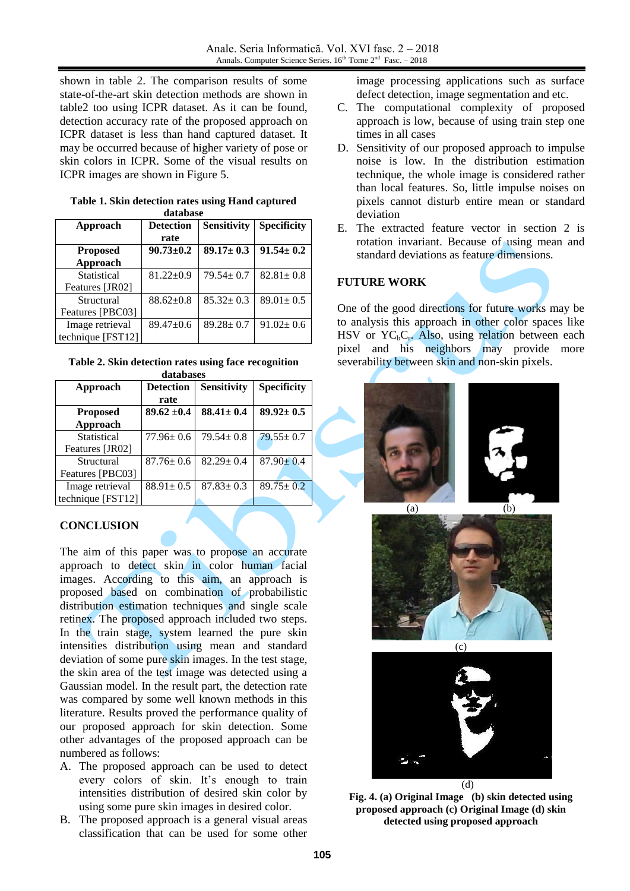shown in table 2. The comparison results of some state-of-the-art skin detection methods are shown in table2 too using ICPR dataset. As it can be found, detection accuracy rate of the proposed approach on ICPR dataset is less than hand captured dataset. It may be occurred because of higher variety of pose or skin colors in ICPR. Some of the visual results on ICPR images are shown in Figure 5.

**Table 1. Skin detection rates using Hand captured database**

| Approach | Detection rate | Sensitivity | Specificity |
|---|---|---|---|
| **Proposed Approach** | **90.73±0.2** | **89.17± 0.3** | **91.54± 0.2** |
| Statistical Features [JR02] | 81.22±0.9 | 79.54± 0.7 | 82.81± 0.8 |
| Structural Features [PBC03] | 88.62±0.8 | 85.32± 0.3 | 89.01± 0.5 |
| Image retrieval technique [FST12] | 89.47±0.6 | 89.28± 0.7 | 91.02± 0.6 |

**Table 2. Skin detection rates using face recognition databases**

| Approach | Detection rate | Sensitivity | Specificity |
|---|---|---|---|
| **Proposed Approach** | **89.62 ±0.4** | **88.41± 0.4** | **89.92± 0.5** |
| Statistical Features [JR02] | 77.96± 0.6 | 79.54± 0.8 | 79.55± 0.7 |
| Structural Features [PBC03] | 87.76± 0.6 | 82.29± 0.4 | 87.90± 0.4 |
| Image retrieval technique [FST12] | 88.91± 0.5 | 87.83± 0.3 | 89.75± 0.2 |

## CONCLUSION

The aim of this paper was to propose an accurate approach to detect skin in color human facial images. According to this aim, an approach is proposed based on combination of probabilistic distribution estimation techniques and single scale retinex. The proposed approach included two steps. In the train stage, system learned the pure skin intensities distribution using mean and standard deviation of some pure skin images. In the test stage, the skin area of the test image was detected using a Gaussian model. In the result part, the detection rate was compared by some well known methods in this literature. Results proved the performance quality of our proposed approach for skin detection. Some other advantages of the proposed approach can be numbered as follows:

A. The proposed approach can be used to detect every colors of skin. It's enough to train intensities distribution of desired skin color by using some pure skin images in desired color.
B. The proposed approach is a general visual areas classification that can be used for some other image processing applications such as surface defect detection, image segmentation and etc.
C. The computational complexity of proposed approach is low, because of using train step one times in all cases
D. Sensitivity of our proposed approach to impulse noise is low. In the distribution estimation technique, the whole image is considered rather than local features. So, little impulse noises on pixels cannot disturb entire mean or standard deviation
E. The extracted feature vector in section 2 is rotation invariant. Because of using mean and standard deviations as feature dimensions.

## FUTURE WORK

One of the good directions for future works may be to analysis this approach in other color spaces like HSV or $YC_bC_r$. Also, using relation between each pixel and his neighbors may provide more severability between skin and non-skin pixels.

(a) (b)

(c)

(d)

**Fig. 4. (a) Original Image (b) skin detected using proposed approach (c) Original Image (d) skin detected using proposed approach**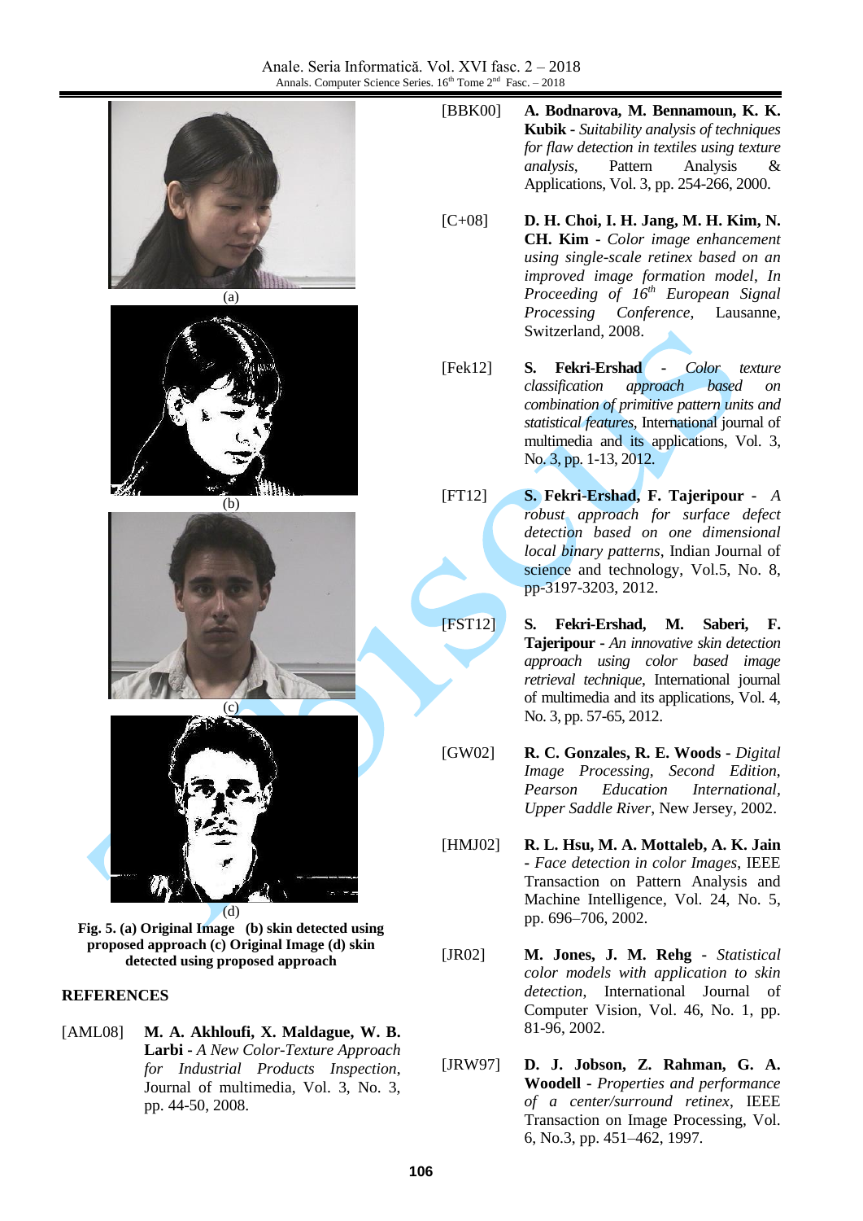(a)

(b)

(c)

(d)

**Fig. 5. (a) Original Image (b) skin detected using proposed approach (c) Original Image (d) skin detected using proposed approach**

## REFERENCES

[AML08] **M. A. Akhloufi, X. Maldague, W. B. Larbi** - *A New Color-Texture Approach for Industrial Products Inspection*, Journal of multimedia, Vol. 3, No. 3, pp. 44-50, 2008.

[BBK00] **A. Bodnarova, M. Bennamoun, K. K. Kubik** - *Suitability analysis of techniques for flaw detection in textiles using texture analysis*, Pattern Analysis & Applications, Vol. 3, pp. 254-266, 2000.

[C+08] **D. H. Choi, I. H. Jang, M. H. Kim, N. CH. Kim** - *Color image enhancement using single-scale retinex based on an improved image formation model*, *In Proceeding of 16th European Signal Processing Conference*, Lausanne, Switzerland, 2008.

[Fek12] **S. Fekri-Ershad** - *Color texture classification approach based on combination of primitive pattern units and statistical features*, International journal of multimedia and its applications, Vol. 3, No. 3, pp. 1-13, 2012.

[FT12] **S. Fekri-Ershad, F. Tajeripour** - *A robust approach for surface defect detection based on one dimensional local binary patterns*, Indian Journal of science and technology, Vol.5, No. 8, pp-3197-3203, 2012.

[FST12] **S. Fekri-Ershad, M. Saberi, F. Tajeripour** - *An innovative skin detection approach using color based image retrieval technique*, International journal of multimedia and its applications, Vol. 4, No. 3, pp. 57-65, 2012.

[GW02] **R. C. Gonzales, R. E. Woods** - *Digital Image Processing, Second Edition, Pearson Education International, Upper Saddle River*, New Jersey, 2002.

[HMJ02] **R. L. Hsu, M. A. Mottaleb, A. K. Jain** - *Face detection in color Images*, IEEE Transaction on Pattern Analysis and Machine Intelligence, Vol. 24, No. 5, pp. 696–706, 2002.

[JR02] **M. Jones, J. M. Rehg** - *Statistical color models with application to skin detection*, International Journal of Computer Vision, Vol. 46, No. 1, pp. 81-96, 2002.

[JRW97] **D. J. Jobson, Z. Rahman, G. A. Woodell** - *Properties and performance of a center/surround retinex*, IEEE Transaction on Image Processing, Vol. 6, No.3, pp. 451–462, 1997.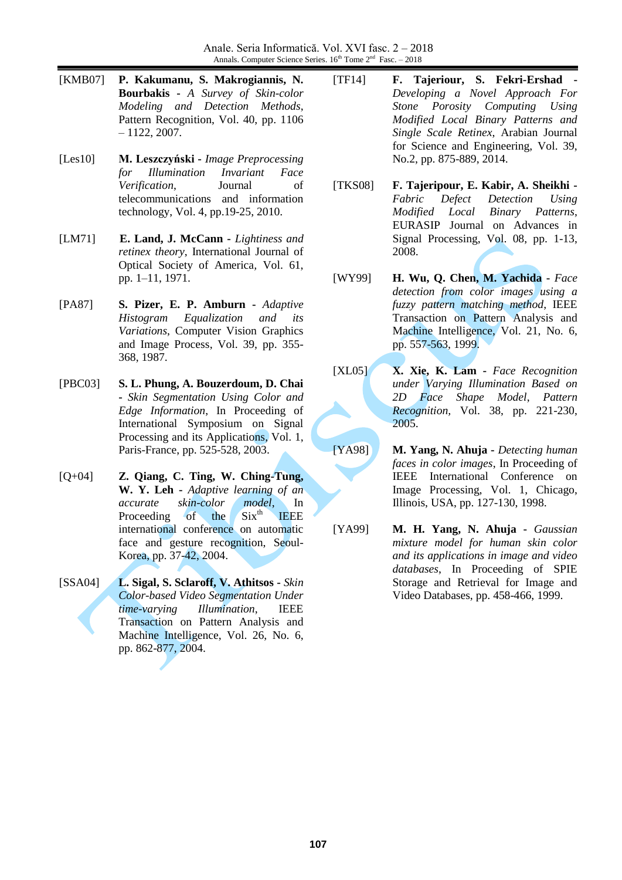[KMB07] **P. Kakumanu, S. Makrogiannis, N. Bourbakis** - *A Survey of Skin-color Modeling and Detection Methods*, Pattern Recognition, Vol. 40, pp. 1106 – 1122, 2007.

[Les10] **M. Leszczyński** - *Image Preprocessing for Illumination Invariant Face Verification*, Journal of telecommunications and information technology, Vol. 4, pp.19-25, 2010.

[LM71] **E. Land, J. McCann** - *Lightiness and retinex theory*, International Journal of Optical Society of America, Vol. 61, pp. 1–11, 1971.

[PA87] **S. Pizer, E. P. Amburn** - *Adaptive Histogram Equalization and its Variations*, Computer Vision Graphics and Image Process, Vol. 39, pp. 355-368, 1987.

[PBC03] **S. L. Phung, A. Bouzerdoum, D. Chai** - *Skin Segmentation Using Color and Edge Information*, In Proceeding of International Symposium on Signal Processing and its Applications, Vol. 1, Paris-France, pp. 525-528, 2003.

[Q+04] **Z. Qiang, C. Ting, W. Ching-Tung, W. Y. Leh** - *Adaptive learning of an accurate skin-color model*, In Proceeding of the Sixth IEEE international conference on automatic face and gesture recognition, Seoul-Korea, pp. 37-42, 2004.

[SSA04] **L. Sigal, S. Sclaroff, V. Athitsos** - *Skin Color-based Video Segmentation Under time-varying Illumination*, IEEE Transaction on Pattern Analysis and Machine Intelligence, Vol. 26, No. 6, pp. 862-877, 2004.

[TF14] **F. Tajeriour, S. Fekri-Ershad** - *Developing a Novel Approach For Stone Porosity Computing Using Modified Local Binary Patterns and Single Scale Retinex*, Arabian Journal for Science and Engineering, Vol. 39, No.2, pp. 875-889, 2014.

[TKS08] **F. Tajeripour, E. Kabir, A. Sheikhi** - *Fabric Defect Detection Using Modified Local Binary Patterns*, EURASIP Journal on Advances in Signal Processing, Vol. 08, pp. 1-13, 2008.

[WY99] **H. Wu, Q. Chen, M. Yachida** - *Face detection from color images using a fuzzy pattern matching method*, IEEE Transaction on Pattern Analysis and Machine Intelligence, Vol. 21, No. 6, pp. 557-563, 1999.

[XL05] **X. Xie, K. Lam** - *Face Recognition under Varying Illumination Based on 2D Face Shape Model*, *Pattern Recognition*, Vol. 38, pp. 221-230, 2005.

[YA98] **M. Yang, N. Ahuja** - *Detecting human faces in color images*, In Proceeding of IEEE International Conference on Image Processing, Vol. 1, Chicago, Illinois, USA, pp. 127-130, 1998.

[YA99] **M. H. Yang, N. Ahuja** - *Gaussian mixture model for human skin color and its applications in image and video databases*, In Proceeding of SPIE Storage and Retrieval for Image and Video Databases, pp. 458-466, 1999.